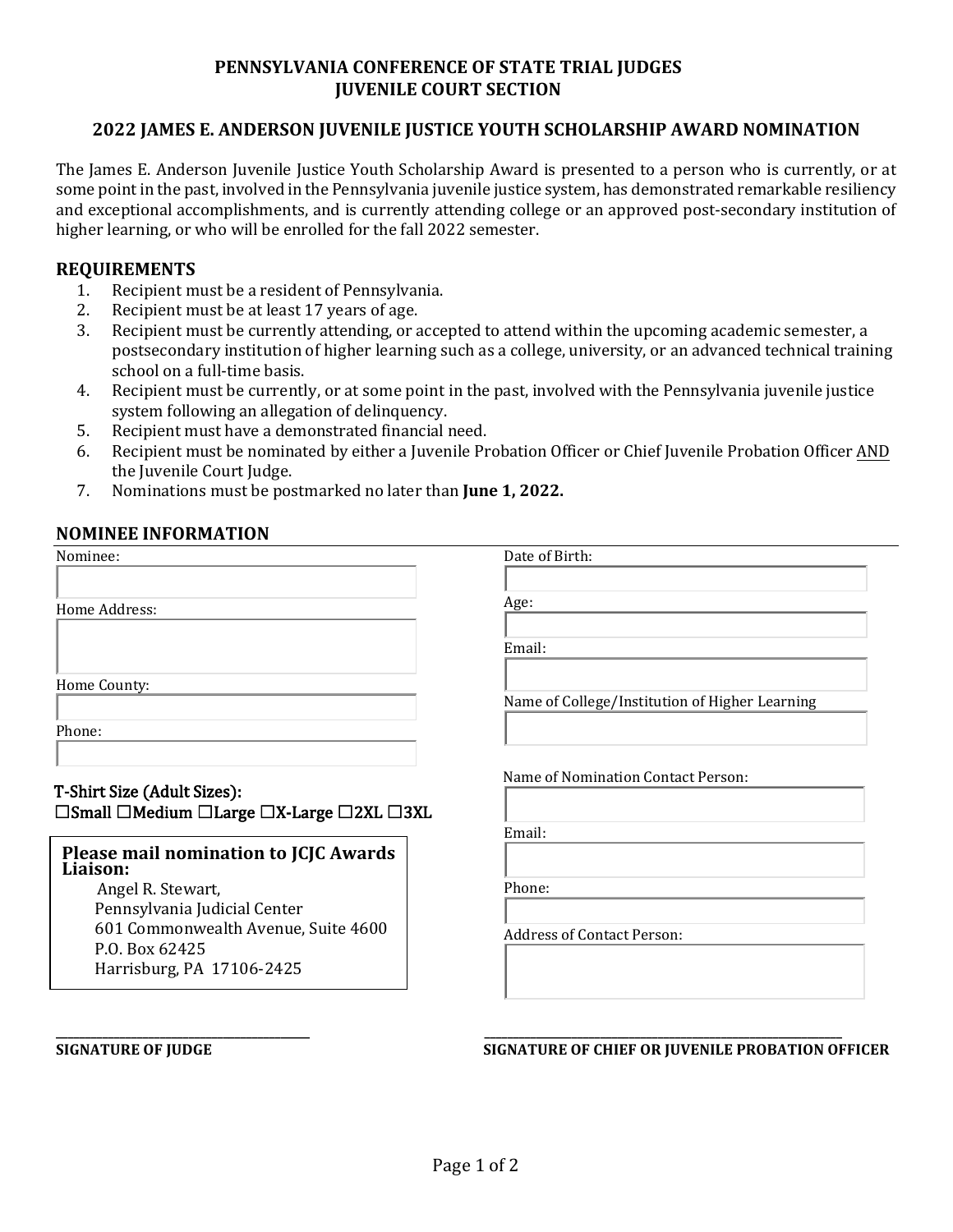## PENNSYLVANIA CONFERENCE OF STATE TRIAL JUDGES
## JUVENILE COURT SECTION

### 2022 JAMES E. ANDERSON JUVENILE JUSTICE YOUTH SCHOLARSHIP AWARD NOMINATION

The James E. Anderson Juvenile Justice Youth Scholarship Award is presented to a person who is currently, or at some point in the past, involved in the Pennsylvania juvenile justice system, has demonstrated remarkable resiliency and exceptional accomplishments, and is currently attending college or an approved post-secondary institution of higher learning, or who will be enrolled for the fall 2022 semester.

### REQUIREMENTS

1. Recipient must be a resident of Pennsylvania.
2. Recipient must be at least 17 years of age.
3. Recipient must be currently attending, or accepted to attend within the upcoming academic semester, a postsecondary institution of higher learning such as a college, university, or an advanced technical training school on a full-time basis.
4. Recipient must be currently, or at some point in the past, involved with the Pennsylvania juvenile justice system following an allegation of delinquency.
5. Recipient must have a demonstrated financial need.
6. Recipient must be nominated by either a Juvenile Probation Officer or Chief Juvenile Probation Officer AND the Juvenile Court Judge.
7. Nominations must be postmarked no later than **June 1, 2022.**

### NOMINEE INFORMATION

Nominee:

Home Address:

Home County:

Phone:

Date of Birth:

Age:

Email:

Name of College/Institution of Higher Learning

**T-Shirt Size (Adult Sizes):**
☐Small ☐Medium ☐Large ☐X-Large ☐2XL ☐3XL

Name of Nomination Contact Person:

Email:

Phone:

Address of Contact Person:

**Please mail nomination to JCJC Awards Liaison:**
Angel R. Stewart,
Pennsylvania Judicial Center
601 Commonwealth Avenue, Suite 4600
P.O. Box 62425
Harrisburg, PA 17106-2425

\_\_\_\_\_\_\_\_\_\_\_\_\_\_\_\_\_\_\_\_\_\_\_\_\_\_\_\_\_\_\_\_\_\_\_\_\_\_\_\_
**SIGNATURE OF JUDGE**

\_\_\_\_\_\_\_\_\_\_\_\_\_\_\_\_\_\_\_\_\_\_\_\_\_\_\_\_\_\_\_\_\_\_\_\_\_\_\_\_\_\_\_\_\_\_\_\_\_\_\_\_\_\_\_\_
**SIGNATURE OF CHIEF OR JUVENILE PROBATION OFFICER**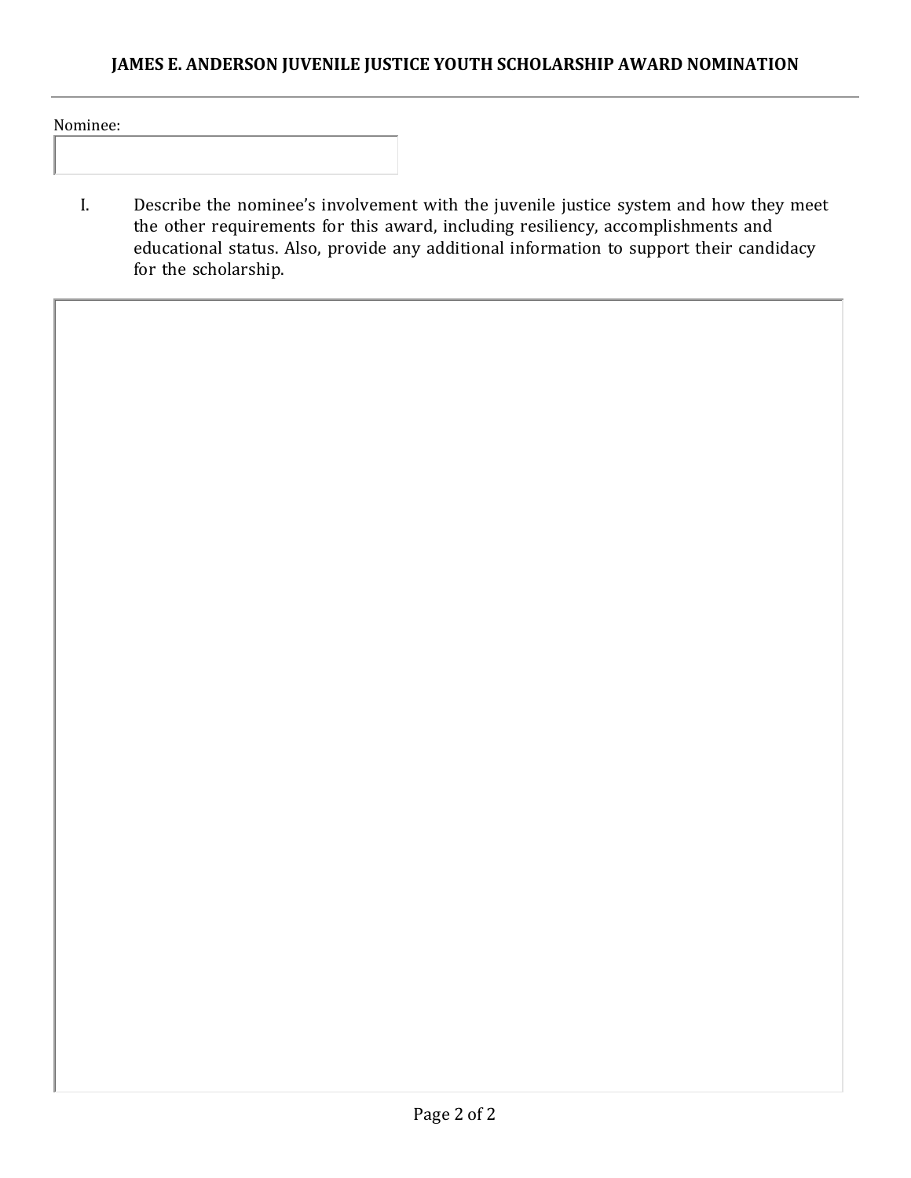**JAMES E. ANDERSON JUVENILE JUSTICE YOUTH SCHOLARSHIP AWARD NOMINATION**

Nominee:

I. Describe the nominee's involvement with the juvenile justice system and how they meet the other requirements for this award, including resiliency, accomplishments and educational status. Also, provide any additional information to support their candidacy for the scholarship.